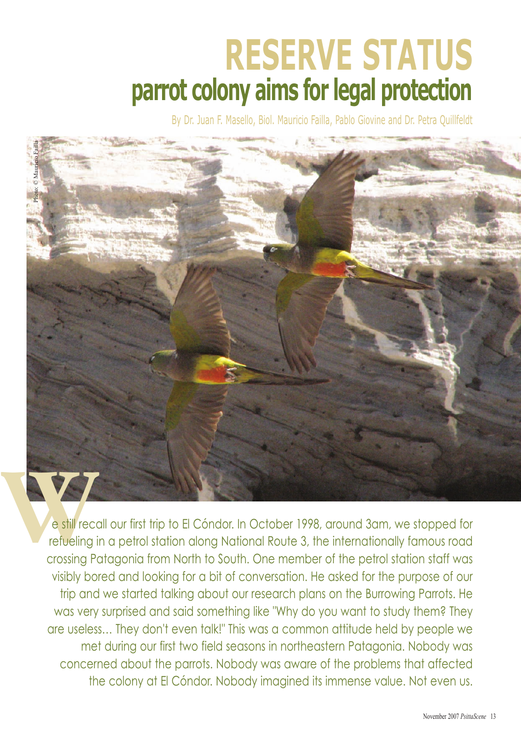# RESERVE STATUS

## parrot colony aims for legal protection

By Dr. Juan F. Masello, Biol. Mauricio Failla, Pablo Giovine and Dr. Petra Quillfeldt

Photo: © Mauricio Failla

We still recall our first trip to El Cóndor. In October 1998, around 3am, we stopped for refueling in a petrol station along National Route 3, the internationally famous road crossing Patagonia from North to South. One member of the petrol station staff was visibly bored and looking for a bit of conversation. He asked for the purpose of our trip and we started talking about our research plans on the Burrowing Parrots. He was very surprised and said something like "Why do you want to study them? They are useless... They don't even talk!" This was a common attitude held by people we met during our first two field seasons in northeastern Patagonia. Nobody was concerned about the parrots. Nobody was aware of the problems that affected the colony at El Cóndor. Nobody imagined its immense value. Not even us.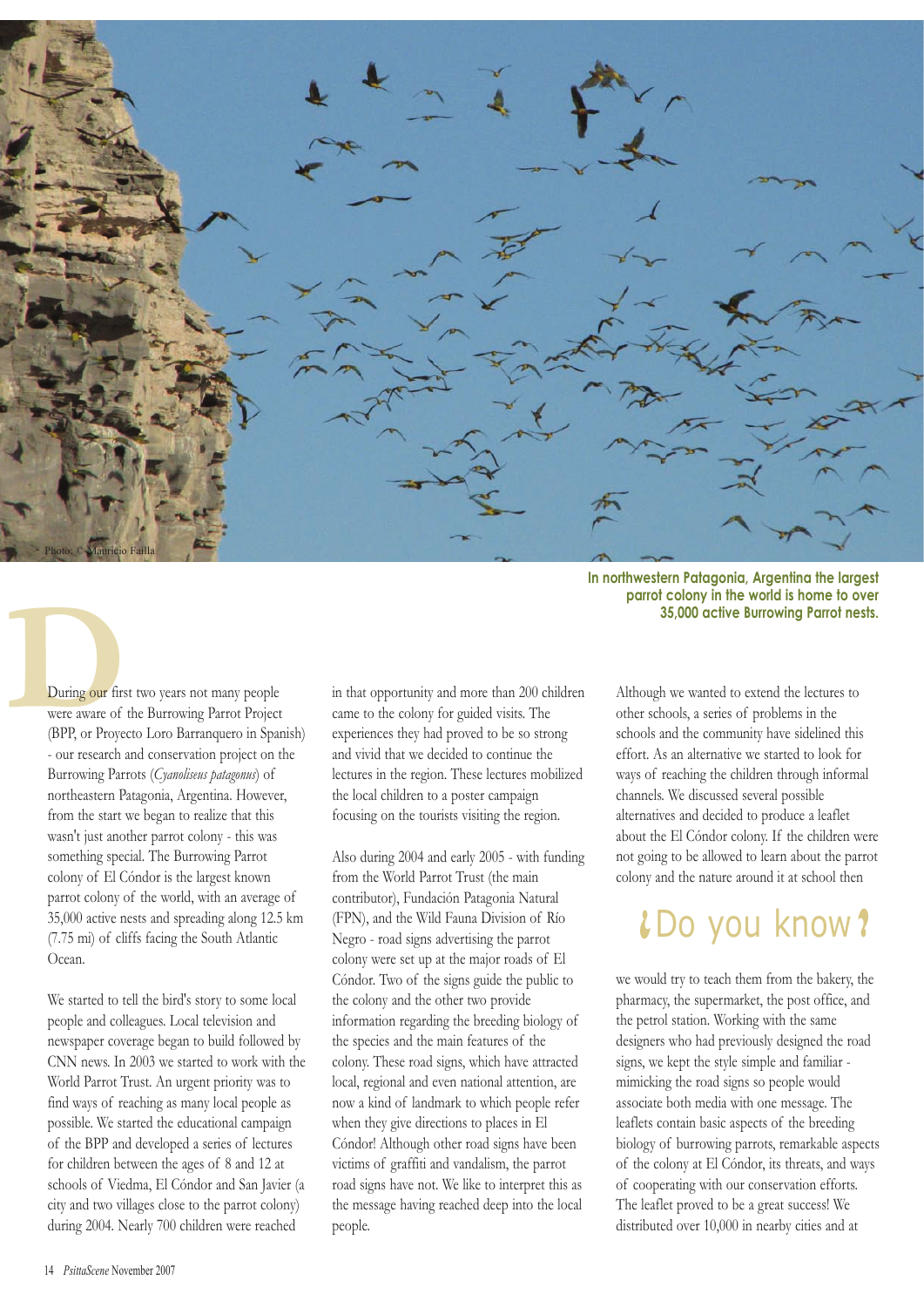In northwestern Patagonia, Argentina the largest parrot colony in the world is home to over 35,000 active Burrowing Parrot nests.

During our first two years not many people were aware of the Burrowing Parrot Project (BPP, or Proyecto Loro Barranquero in Spanish) - our research and conservation project on the Burrowing Parrots (*Cyanoliseus patagonus*) of northeastern Patagonia, Argentina. However, from the start we began to realize that this wasn't just another parrot colony - this was something special. The Burrowing Parrot colony of El Cóndor is the largest known parrot colony of the world, with an average of 35,000 active nests and spreading along 12.5 km (7.75 mi) of cliffs facing the South Atlantic Ocean.

We started to tell the bird's story to some local people and colleagues. Local television and newspaper coverage began to build followed by CNN news. In 2003 we started to work with the World Parrot Trust. An urgent priority was to find ways of reaching as many local people as possible. We started the educational campaign of the BPP and developed a series of lectures for children between the ages of 8 and 12 at schools of Viedma, El Cóndor and San Javier (a city and two villages close to the parrot colony) during 2004. Nearly 700 children were reached in that opportunity and more than 200 children came to the colony for guided visits. The experiences they had proved to be so strong and vivid that we decided to continue the lectures in the region. These lectures mobilized the local children to a poster campaign focusing on the tourists visiting the region.

Also during 2004 and early 2005 - with funding from the World Parrot Trust (the main contributor), Fundación Patagonia Natural (FPN), and the Wild Fauna Division of Río Negro - road signs advertising the parrot colony were set up at the major roads of El Cóndor. Two of the signs guide the public to the colony and the other two provide information regarding the breeding biology of the species and the main features of the colony. These road signs, which have attracted local, regional and even national attention, are now a kind of landmark to which people refer when they give directions to places in El Cóndor! Although other road signs have been victims of graffiti and vandalism, the parrot road signs have not. We like to interpret this as the message having reached deep into the local people.

Although we wanted to extend the lectures to other schools, a series of problems in the schools and the community have sidelined this effort. As an alternative we started to look for ways of reaching the children through informal channels. We discussed several possible alternatives and decided to produce a leaflet about the El Cóndor colony. If the children were not going to be allowed to learn about the parrot colony and the nature around it at school then we would try to teach them from the bakery, the pharmacy, the supermarket, the post office, and the petrol station. Working with the same designers who had previously designed the road signs, we kept the style simple and familiar - mimicking the road signs so people would associate both media with one message. The leaflets contain basic aspects of the breeding biology of burrowing parrots, remarkable aspects of the colony at El Cóndor, its threats, and ways of cooperating with our conservation efforts. The leaflet proved to be a great success! We distributed over 10,000 in nearby cities and at

## ¿Do you know?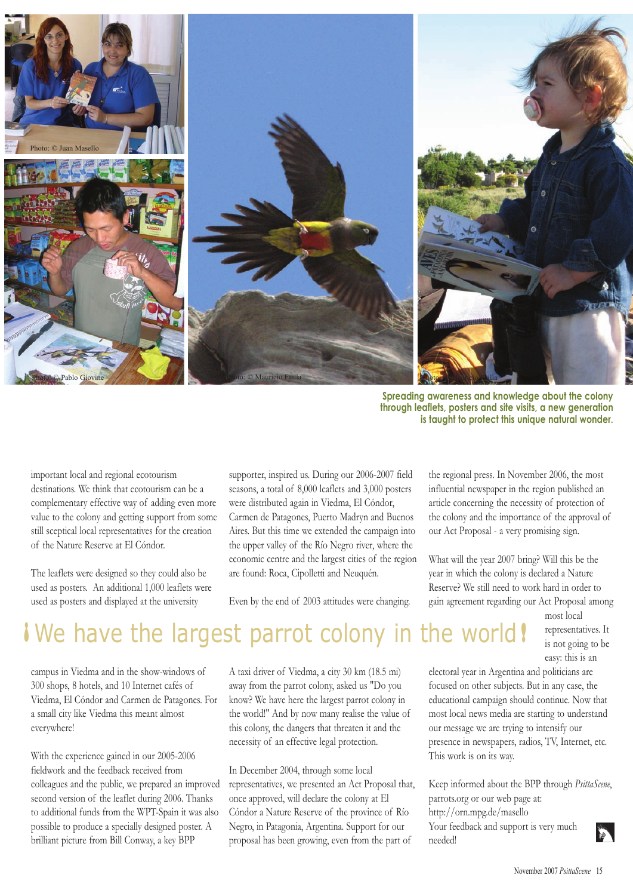Photo: © Juan Masello

Photo: © Pablo Giovine

Photo: © Mauricio Failla

Photo: © Mauricio Failla

**Spreading awareness and knowledge about the colony through leaflets, posters and site visits, a new generation is taught to protect this unique natural wonder.**

important local and regional ecotourism destinations. We think that ecotourism can be a complementary effective way of adding even more value to the colony and getting support from some still sceptical local representatives for the creation of the Nature Reserve at El Cóndor.

The leaflets were designed so they could also be used as posters. An additional 1,000 leaflets were used as posters and displayed at the university campus in Viedma and in the show-windows of 300 shops, 8 hotels, and 10 Internet cafés of Viedma, El Cóndor and Carmen de Patagones. For a small city like Viedma this meant almost everywhere!

With the experience gained in our 2005-2006 fieldwork and the feedback received from colleagues and the public, we prepared an improved second version of the leaflet during 2006. Thanks to additional funds from the WPT-Spain it was also possible to produce a specially designed poster. A brilliant picture from Bill Conway, a key BPP supporter, inspired us. During our 2006-2007 field seasons, a total of 8,000 leaflets and 3,000 posters were distributed again in Viedma, El Cóndor, Carmen de Patagones, Puerto Madryn and Buenos Aires. But this time we extended the campaign into the upper valley of the Río Negro river, where the economic centre and the largest cities of the region are found: Roca, Cipolletti and Neuquén.

Even by the end of 2003 attitudes were changing. A taxi driver of Viedma, a city 30 km (18.5 mi) away from the parrot colony, asked us "Do you know? We have here the largest parrot colony in the world!" And by now many realise the value of this colony, the dangers that threaten it and the necessity of an effective legal protection.

## ¡We have the largest parrot colony in the world!

In December 2004, through some local representatives, we presented an Act Proposal that, once approved, will declare the colony at El Cóndor a Nature Reserve of the province of Río Negro, in Patagonia, Argentina. Support for our proposal has been growing, even from the part of the regional press. In November 2006, the most influential newspaper in the region published an article concerning the necessity of protection of the colony and the importance of the approval of our Act Proposal - a very promising sign.

What will the year 2007 bring? Will this be the year in which the colony is declared a Nature Reserve? We still need to work hard in order to gain agreement regarding our Act Proposal among most local representatives. It is not going to be easy: this is an electoral year in Argentina and politicians are focused on other subjects. But in any case, the educational campaign should continue. Now that most local news media are starting to understand our message we are trying to intensify our presence in newspapers, radios, TV, Internet, etc. This work is on its way.

Keep informed about the BPP through *PsittaScene*, parrots.org or our web page at: http://orn.mpg.de/masello
Your feedback and support is very much needed!